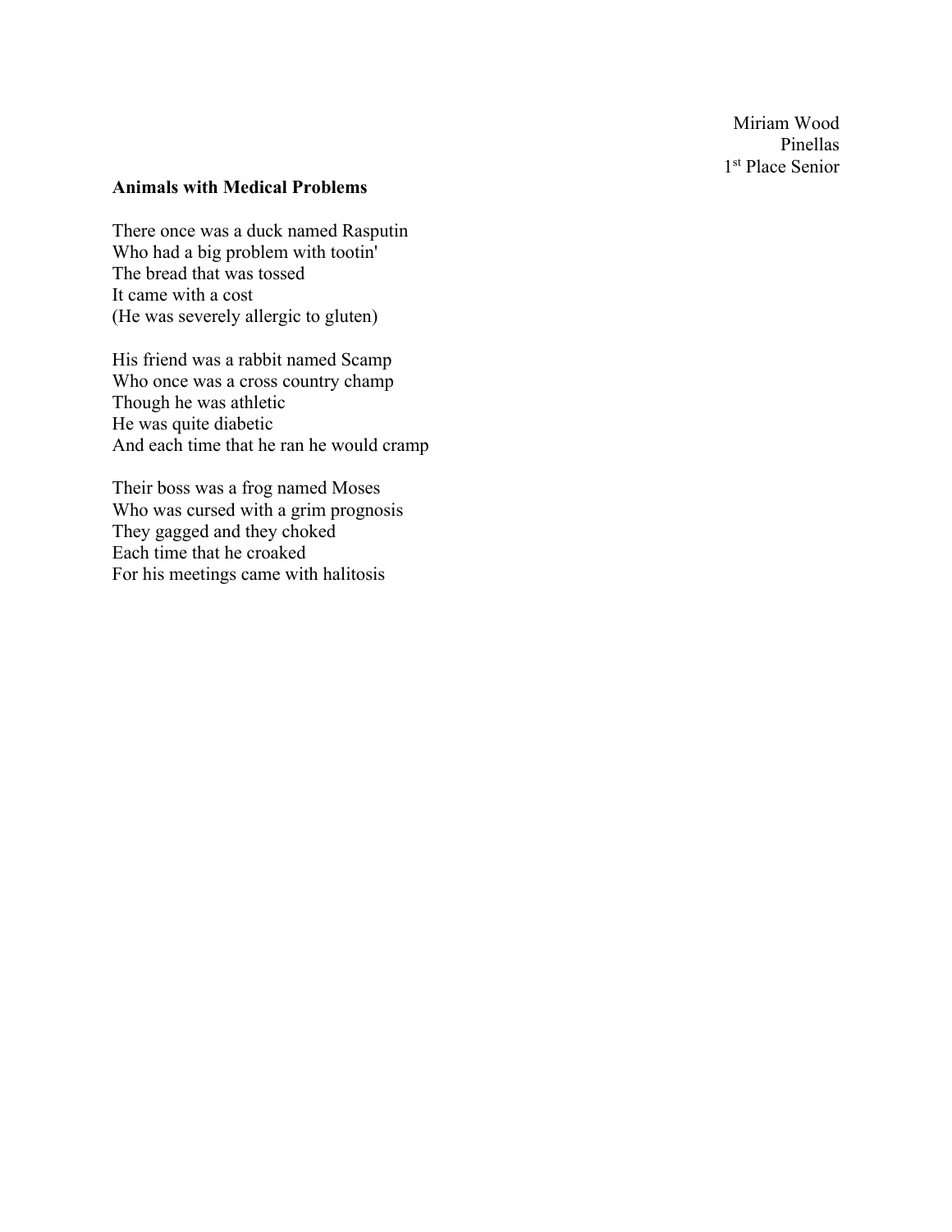Miriam Wood
Pinellas
1st Place Senior

**Animals with Medical Problems**

There once was a duck named Rasputin
Who had a big problem with tootin'
The bread that was tossed
It came with a cost
(He was severely allergic to gluten)

His friend was a rabbit named Scamp
Who once was a cross country champ
Though he was athletic
He was quite diabetic
And each time that he ran he would cramp

Their boss was a frog named Moses
Who was cursed with a grim prognosis
They gagged and they choked
Each time that he croaked
For his meetings came with halitosis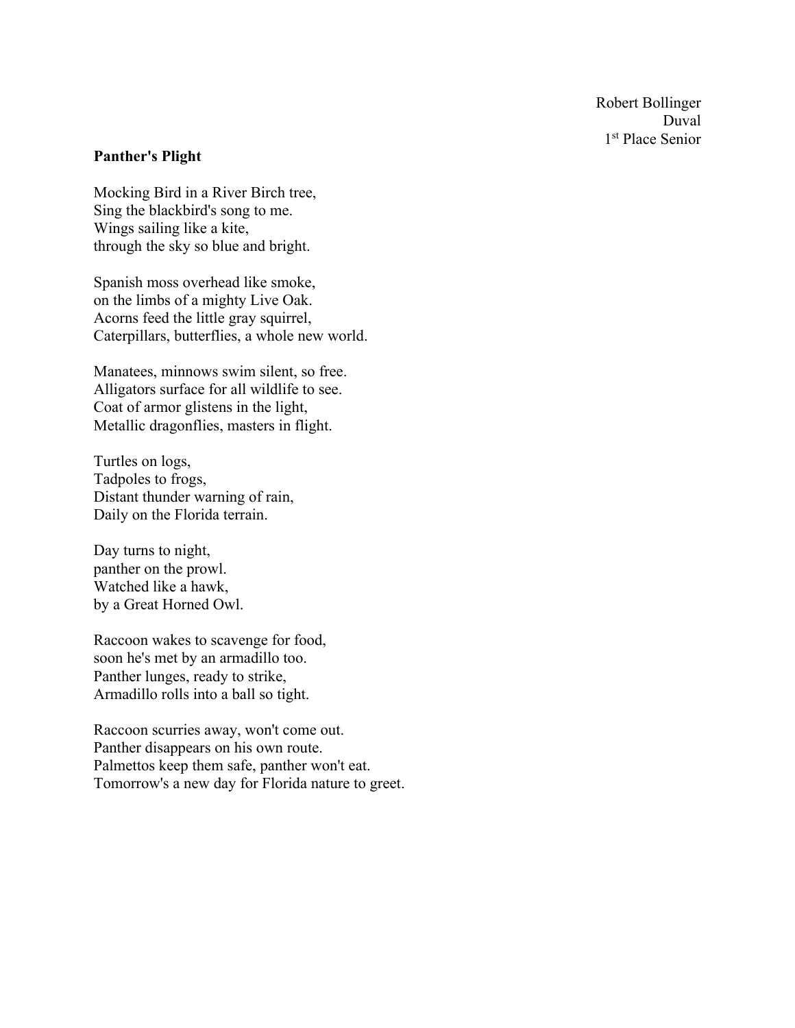Robert Bollinger
Duval
1st Place Senior

**Panther's Plight**

Mocking Bird in a River Birch tree,
Sing the blackbird's song to me.
Wings sailing like a kite,
through the sky so blue and bright.

Spanish moss overhead like smoke,
on the limbs of a mighty Live Oak.
Acorns feed the little gray squirrel,
Caterpillars, butterflies, a whole new world.

Manatees, minnows swim silent, so free.
Alligators surface for all wildlife to see.
Coat of armor glistens in the light,
Metallic dragonflies, masters in flight.

Turtles on logs,
Tadpoles to frogs,
Distant thunder warning of rain,
Daily on the Florida terrain.

Day turns to night,
panther on the prowl.
Watched like a hawk,
by a Great Horned Owl.

Raccoon wakes to scavenge for food,
soon he's met by an armadillo too.
Panther lunges, ready to strike,
Armadillo rolls into a ball so tight.

Raccoon scurries away, won't come out.
Panther disappears on his own route.
Palmettos keep them safe, panther won't eat.
Tomorrow's a new day for Florida nature to greet.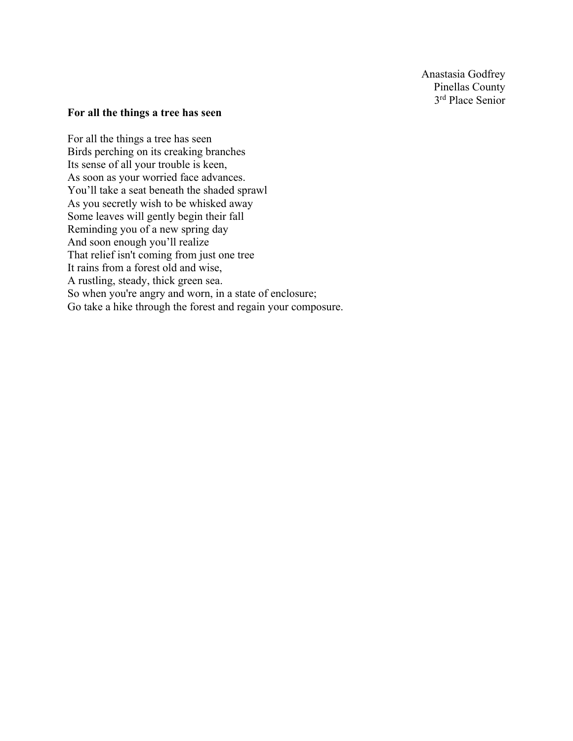Anastasia Godfrey
Pinellas County
3rd Place Senior

**For all the things a tree has seen**

For all the things a tree has seen
Birds perching on its creaking branches
Its sense of all your trouble is keen,
As soon as your worried face advances.
You'll take a seat beneath the shaded sprawl
As you secretly wish to be whisked away
Some leaves will gently begin their fall
Reminding you of a new spring day
And soon enough you'll realize
That relief isn't coming from just one tree
It rains from a forest old and wise,
A rustling, steady, thick green sea.
So when you're angry and worn, in a state of enclosure;
Go take a hike through the forest and regain your composure.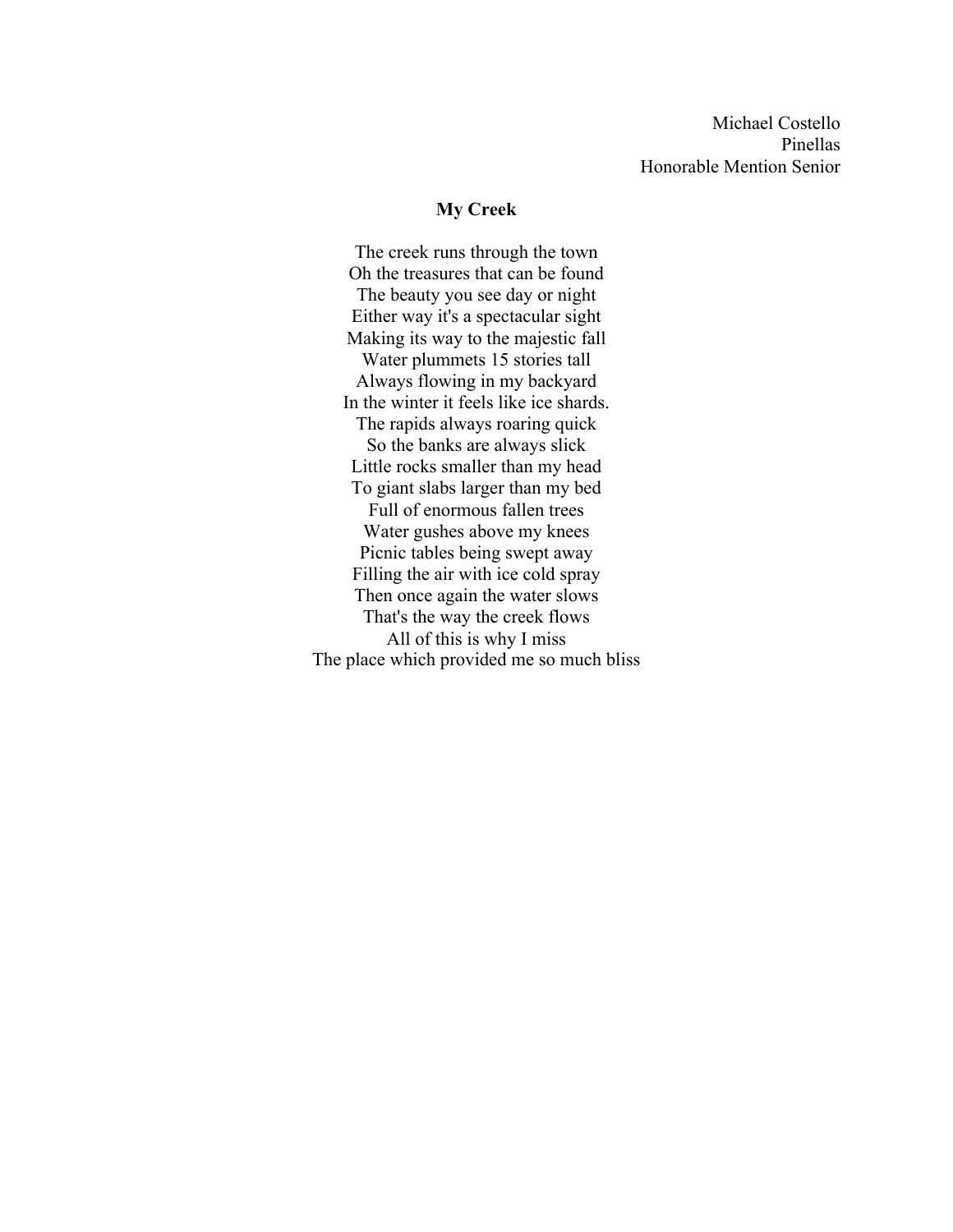Michael Costello
Pinellas
Honorable Mention Senior

**My Creek**

The creek runs through the town
Oh the treasures that can be found
The beauty you see day or night
Either way it's a spectacular sight
Making its way to the majestic fall
Water plummets 15 stories tall
Always flowing in my backyard
In the winter it feels like ice shards.
The rapids always roaring quick
So the banks are always slick
Little rocks smaller than my head
To giant slabs larger than my bed
Full of enormous fallen trees
Water gushes above my knees
Picnic tables being swept away
Filling the air with ice cold spray
Then once again the water slows
That's the way the creek flows
All of this is why I miss
The place which provided me so much bliss